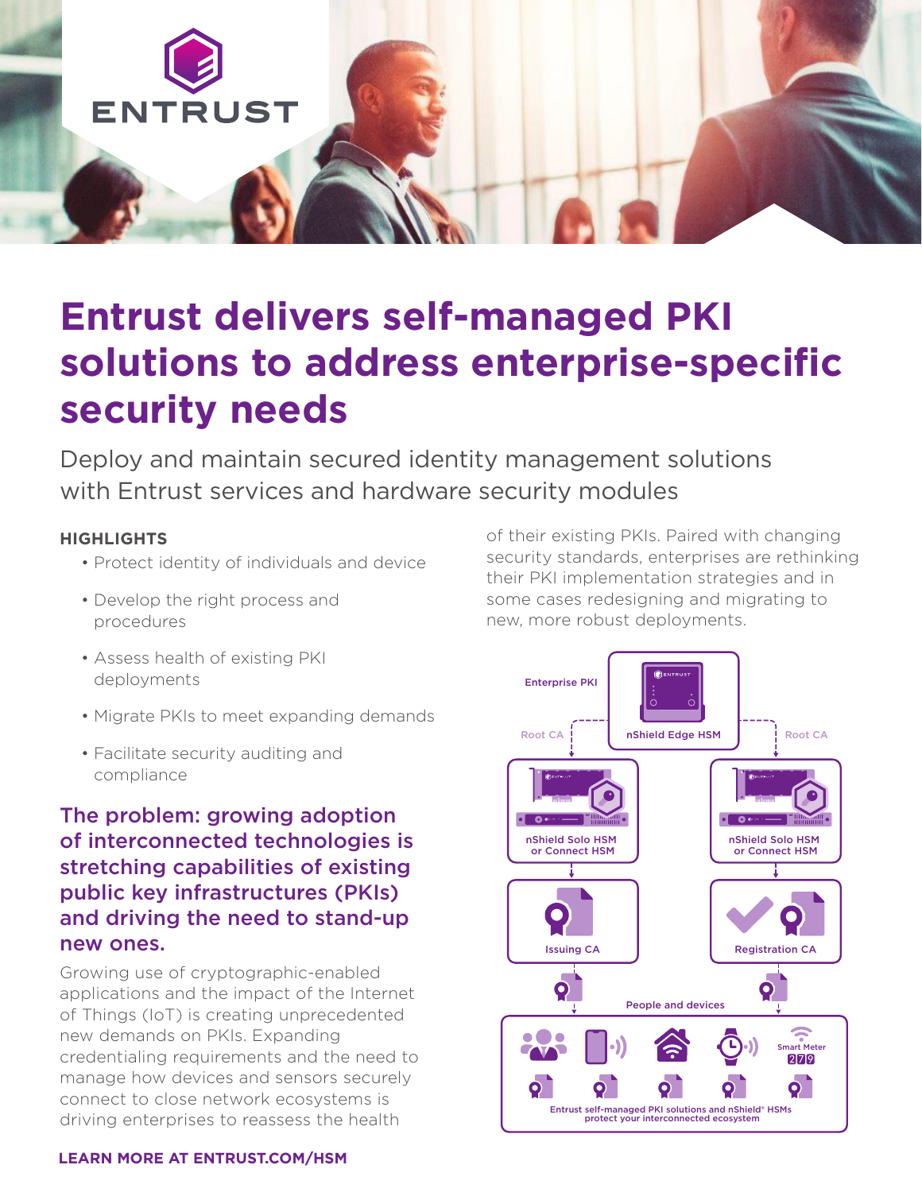# Entrust delivers self-managed PKI solutions to address enterprise-specific security needs

Deploy and maintain secured identity management solutions with Entrust services and hardware security modules

### HIGHLIGHTS

- Protect identity of individuals and device
- Develop the right process and procedures
- Assess health of existing PKI deployments
- Migrate PKIs to meet expanding demands
- Facilitate security auditing and compliance

## The problem: growing adoption of interconnected technologies is stretching capabilities of existing public key infrastructures (PKIs) and driving the need to stand-up new ones.

Growing use of cryptographic-enabled applications and the impact of the Internet of Things (IoT) is creating unprecedented new demands on PKIs. Expanding credentialing requirements and the need to manage how devices and sensors securely connect to close network ecosystems is driving enterprises to reassess the health of their existing PKIs. Paired with changing security standards, enterprises are rethinking their PKI implementation strategies and in some cases redesigning and migrating to new, more robust deployments.

Enterprise PKI

nShield Edge HSM

Root CA

Root CA

nShield Solo HSM or Connect HSM

nShield Solo HSM or Connect HSM

Issuing CA

Registration CA

People and devices

Smart Meter

Entrust self-managed PKI solutions and nShield® HSMs protect your interconnected ecosystem

**LEARN MORE AT ENTRUST.COM/HSM**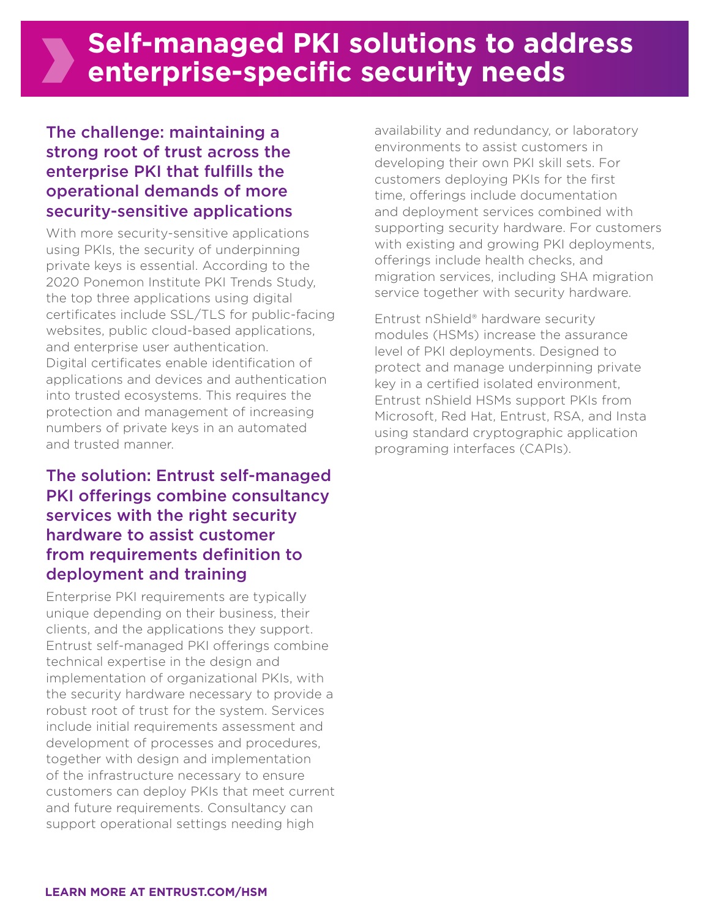# Self-managed PKI solutions to address enterprise-specific security needs

## The challenge: maintaining a strong root of trust across the enterprise PKI that fulfills the operational demands of more security-sensitive applications

With more security-sensitive applications using PKIs, the security of underpinning private keys is essential. According to the 2020 Ponemon Institute PKI Trends Study, the top three applications using digital certificates include SSL/TLS for public-facing websites, public cloud-based applications, and enterprise user authentication. Digital certificates enable identification of applications and devices and authentication into trusted ecosystems. This requires the protection and management of increasing numbers of private keys in an automated and trusted manner.

## The solution: Entrust self-managed PKI offerings combine consultancy services with the right security hardware to assist customer from requirements definition to deployment and training

Enterprise PKI requirements are typically unique depending on their business, their clients, and the applications they support. Entrust self-managed PKI offerings combine technical expertise in the design and implementation of organizational PKIs, with the security hardware necessary to provide a robust root of trust for the system. Services include initial requirements assessment and development of processes and procedures, together with design and implementation of the infrastructure necessary to ensure customers can deploy PKIs that meet current and future requirements. Consultancy can support operational settings needing high availability and redundancy, or laboratory environments to assist customers in developing their own PKI skill sets. For customers deploying PKIs for the first time, offerings include documentation and deployment services combined with supporting security hardware. For customers with existing and growing PKI deployments, offerings include health checks, and migration services, including SHA migration service together with security hardware.

Entrust nShield® hardware security modules (HSMs) increase the assurance level of PKI deployments. Designed to protect and manage underpinning private key in a certified isolated environment, Entrust nShield HSMs support PKIs from Microsoft, Red Hat, Entrust, RSA, and Insta using standard cryptographic application programing interfaces (CAPIs).

**LEARN MORE AT ENTRUST.COM/HSM**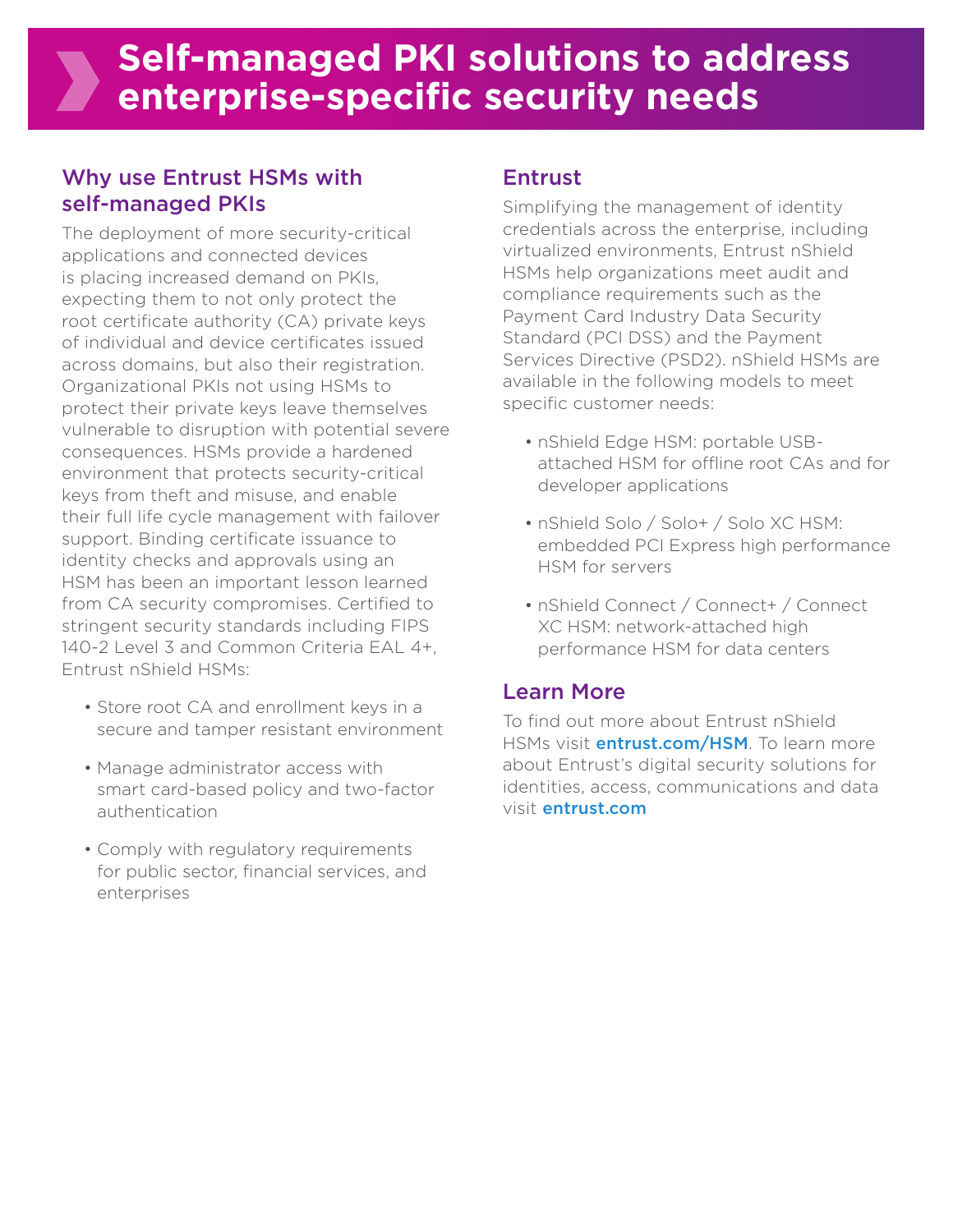# Self-managed PKI solutions to address enterprise-specific security needs

## Why use Entrust HSMs with self-managed PKIs

The deployment of more security-critical applications and connected devices is placing increased demand on PKIs, expecting them to not only protect the root certificate authority (CA) private keys of individual and device certificates issued across domains, but also their registration. Organizational PKIs not using HSMs to protect their private keys leave themselves vulnerable to disruption with potential severe consequences. HSMs provide a hardened environment that protects security-critical keys from theft and misuse, and enable their full life cycle management with failover support. Binding certificate issuance to identity checks and approvals using an HSM has been an important lesson learned from CA security compromises. Certified to stringent security standards including FIPS 140-2 Level 3 and Common Criteria EAL 4+, Entrust nShield HSMs:

- Store root CA and enrollment keys in a secure and tamper resistant environment
- Manage administrator access with smart card-based policy and two-factor authentication
- Comply with regulatory requirements for public sector, financial services, and enterprises

## Entrust

Simplifying the management of identity credentials across the enterprise, including virtualized environments, Entrust nShield HSMs help organizations meet audit and compliance requirements such as the Payment Card Industry Data Security Standard (PCI DSS) and the Payment Services Directive (PSD2). nShield HSMs are available in the following models to meet specific customer needs:

- nShield Edge HSM: portable USB-attached HSM for offline root CAs and for developer applications
- nShield Solo / Solo+ / Solo XC HSM: embedded PCI Express high performance HSM for servers
- nShield Connect / Connect+ / Connect XC HSM: network-attached high performance HSM for data centers

## Learn More

To find out more about Entrust nShield HSMs visit **entrust.com/HSM**. To learn more about Entrust's digital security solutions for identities, access, communications and data visit **entrust.com**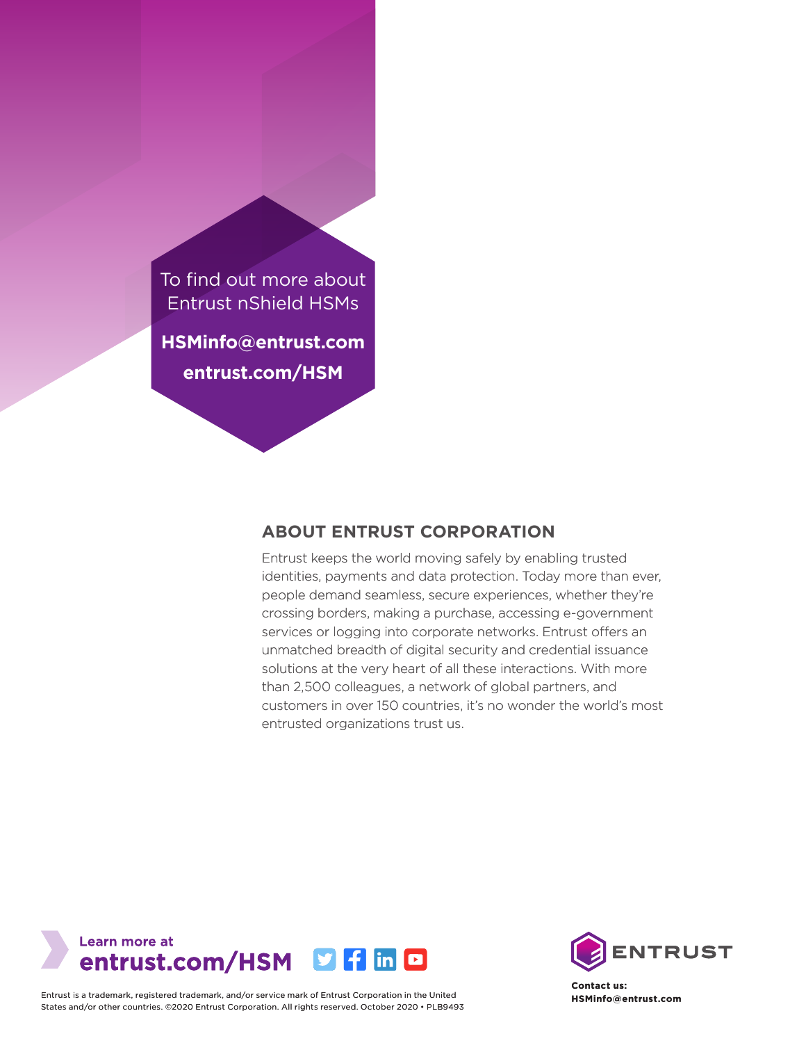To find out more about Entrust nShield HSMs

**HSMinfo@entrust.com**

**entrust.com/HSM**

## ABOUT ENTRUST CORPORATION

Entrust keeps the world moving safely by enabling trusted identities, payments and data protection. Today more than ever, people demand seamless, secure experiences, whether they're crossing borders, making a purchase, accessing e-government services or logging into corporate networks. Entrust offers an unmatched breadth of digital security and credential issuance solutions at the very heart of all these interactions. With more than 2,500 colleagues, a network of global partners, and customers in over 150 countries, it's no wonder the world's most entrusted organizations trust us.

Learn more at
**entrust.com/HSM**

ENTRUST

**Contact us:**
**HSMinfo@entrust.com**

Entrust is a trademark, registered trademark, and/or service mark of Entrust Corporation in the United States and/or other countries. ©2020 Entrust Corporation. All rights reserved. October 2020 • PLB9493